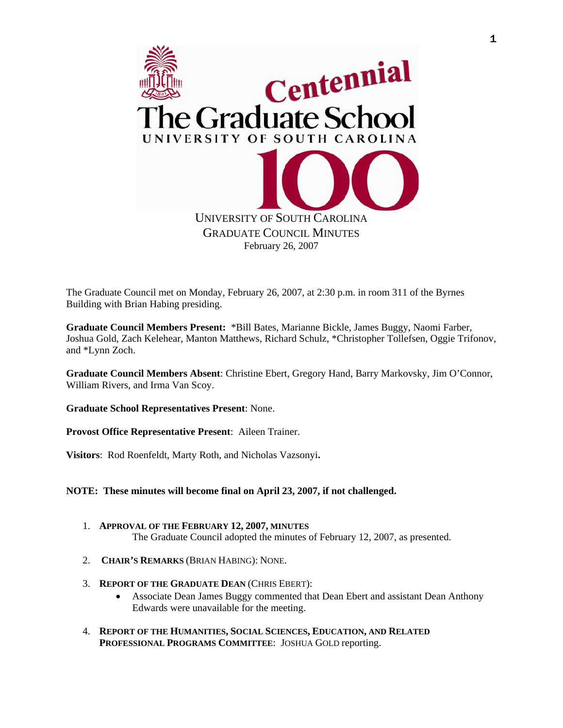UNIVERSITY OF SOUTH CAROLINA
GRADUATE COUNCIL MINUTES
February 26, 2007

The Graduate Council met on Monday, February 26, 2007, at 2:30 p.m. in room 311 of the Byrnes Building with Brian Habing presiding.

**Graduate Council Members Present:** *Bill Bates, Marianne Bickle, James Buggy, Naomi Farber, Joshua Gold, Zach Kelehear, Manton Matthews, Richard Schulz, *Christopher Tollefsen, Oggie Trifonov, and *Lynn Zoch.

**Graduate Council Members Absent**: Christine Ebert, Gregory Hand, Barry Markovsky, Jim O'Connor, William Rivers, and Irma Van Scoy.

**Graduate School Representatives Present**: None.

**Provost Office Representative Present**: Aileen Trainer.

**Visitors**: Rod Roenfeldt, Marty Roth, and Nicholas Vazsonyi.

**NOTE: These minutes will become final on April 23, 2007, if not challenged.**

1. **APPROVAL OF THE FEBRUARY 12, 2007, MINUTES**
   The Graduate Council adopted the minutes of February 12, 2007, as presented.

2. **CHAIR'S REMARKS** (BRIAN HABING): NONE.

3. **REPORT OF THE GRADUATE DEAN** (CHRIS EBERT):
   - Associate Dean James Buggy commented that Dean Ebert and assistant Dean Anthony Edwards were unavailable for the meeting.

4. **REPORT OF THE HUMANITIES, SOCIAL SCIENCES, EDUCATION, AND RELATED PROFESSIONAL PROGRAMS COMMITTEE**: JOSHUA GOLD reporting.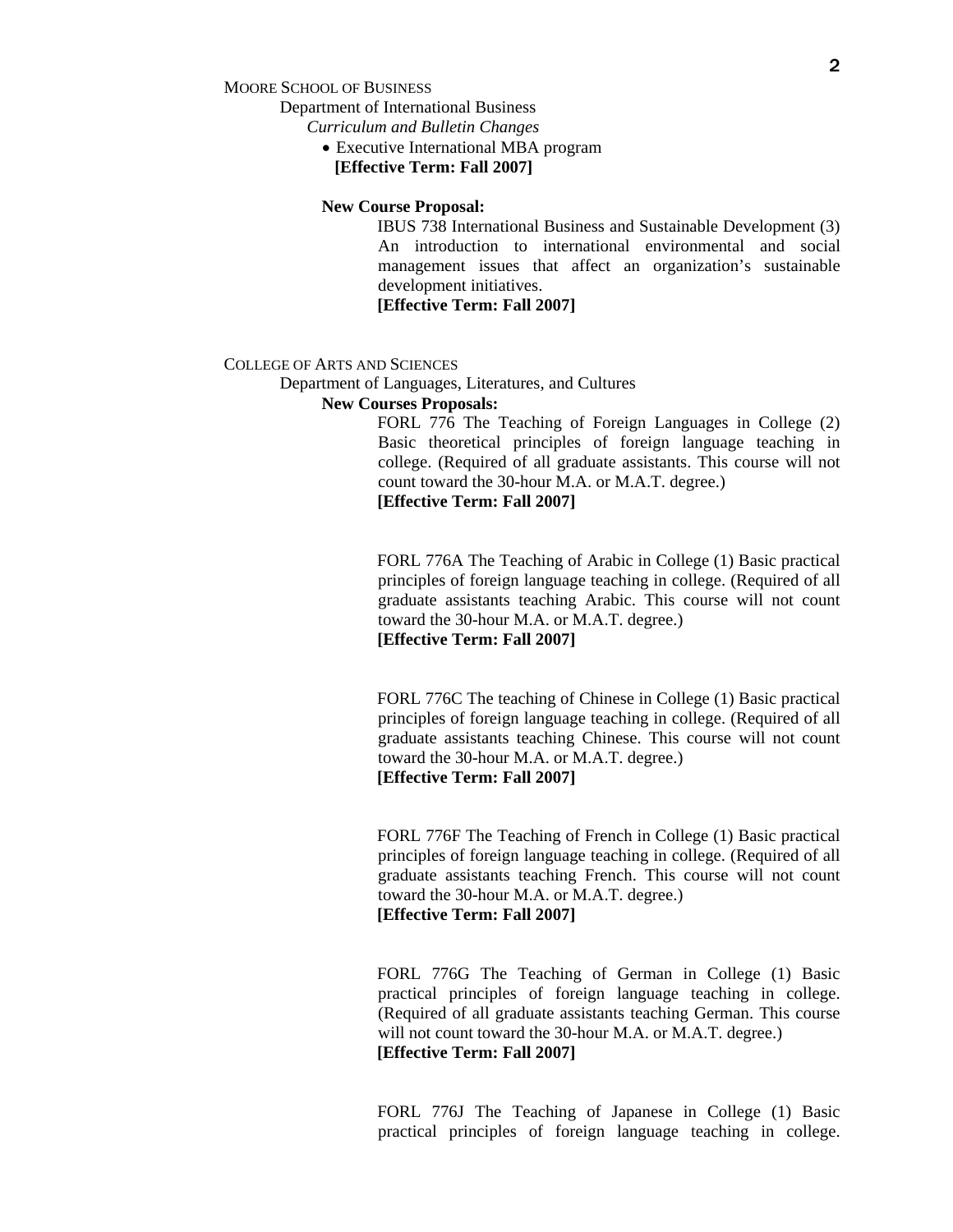MOORE SCHOOL OF BUSINESS

Department of International Business

*Curriculum and Bulletin Changes*

- Executive International MBA program
  **[Effective Term: Fall 2007]**

**New Course Proposal:**

IBUS 738 International Business and Sustainable Development (3) An introduction to international environmental and social management issues that affect an organization's sustainable development initiatives.
**[Effective Term: Fall 2007]**

COLLEGE OF ARTS AND SCIENCES

Department of Languages, Literatures, and Cultures

**New Courses Proposals:**

FORL 776 The Teaching of Foreign Languages in College (2) Basic theoretical principles of foreign language teaching in college. (Required of all graduate assistants. This course will not count toward the 30-hour M.A. or M.A.T. degree.)
**[Effective Term: Fall 2007]**

FORL 776A The Teaching of Arabic in College (1) Basic practical principles of foreign language teaching in college. (Required of all graduate assistants teaching Arabic. This course will not count toward the 30-hour M.A. or M.A.T. degree.)
**[Effective Term: Fall 2007]**

FORL 776C The teaching of Chinese in College (1) Basic practical principles of foreign language teaching in college. (Required of all graduate assistants teaching Chinese. This course will not count toward the 30-hour M.A. or M.A.T. degree.)
**[Effective Term: Fall 2007]**

FORL 776F The Teaching of French in College (1) Basic practical principles of foreign language teaching in college. (Required of all graduate assistants teaching French. This course will not count toward the 30-hour M.A. or M.A.T. degree.)
**[Effective Term: Fall 2007]**

FORL 776G The Teaching of German in College (1) Basic practical principles of foreign language teaching in college. (Required of all graduate assistants teaching German. This course will not count toward the 30-hour M.A. or M.A.T. degree.)
**[Effective Term: Fall 2007]**

FORL 776J The Teaching of Japanese in College (1) Basic practical principles of foreign language teaching in college.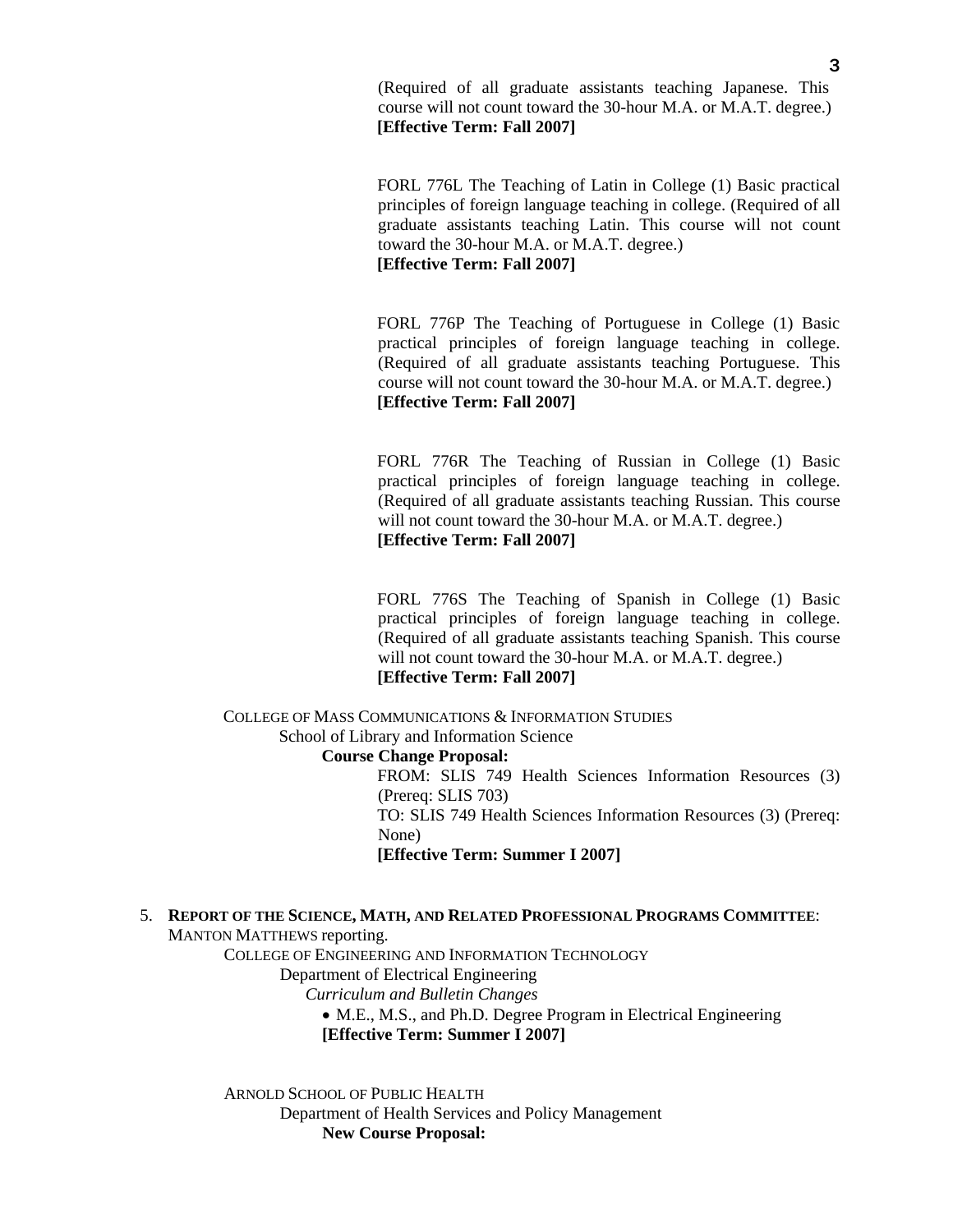(Required of all graduate assistants teaching Japanese. This course will not count toward the 30-hour M.A. or M.A.T. degree.)
**[Effective Term: Fall 2007]**

FORL 776L The Teaching of Latin in College (1) Basic practical principles of foreign language teaching in college. (Required of all graduate assistants teaching Latin. This course will not count toward the 30-hour M.A. or M.A.T. degree.)
**[Effective Term: Fall 2007]**

FORL 776P The Teaching of Portuguese in College (1) Basic practical principles of foreign language teaching in college. (Required of all graduate assistants teaching Portuguese. This course will not count toward the 30-hour M.A. or M.A.T. degree.)
**[Effective Term: Fall 2007]**

FORL 776R The Teaching of Russian in College (1) Basic practical principles of foreign language teaching in college. (Required of all graduate assistants teaching Russian. This course will not count toward the 30-hour M.A. or M.A.T. degree.)
**[Effective Term: Fall 2007]**

FORL 776S The Teaching of Spanish in College (1) Basic practical principles of foreign language teaching in college. (Required of all graduate assistants teaching Spanish. This course will not count toward the 30-hour M.A. or M.A.T. degree.)
**[Effective Term: Fall 2007]**

COLLEGE OF MASS COMMUNICATIONS & INFORMATION STUDIES

School of Library and Information Science

**Course Change Proposal:**

FROM: SLIS 749 Health Sciences Information Resources (3) (Prereq: SLIS 703)

TO: SLIS 749 Health Sciences Information Resources (3) (Prereq: None)

**[Effective Term: Summer I 2007]**

5. **REPORT OF THE SCIENCE, MATH, AND RELATED PROFESSIONAL PROGRAMS COMMITTEE**: MANTON MATTHEWS reporting.

COLLEGE OF ENGINEERING AND INFORMATION TECHNOLOGY

Department of Electrical Engineering

*Curriculum and Bulletin Changes*

- M.E., M.S., and Ph.D. Degree Program in Electrical Engineering
  **[Effective Term: Summer I 2007]**

ARNOLD SCHOOL OF PUBLIC HEALTH

Department of Health Services and Policy Management

**New Course Proposal:**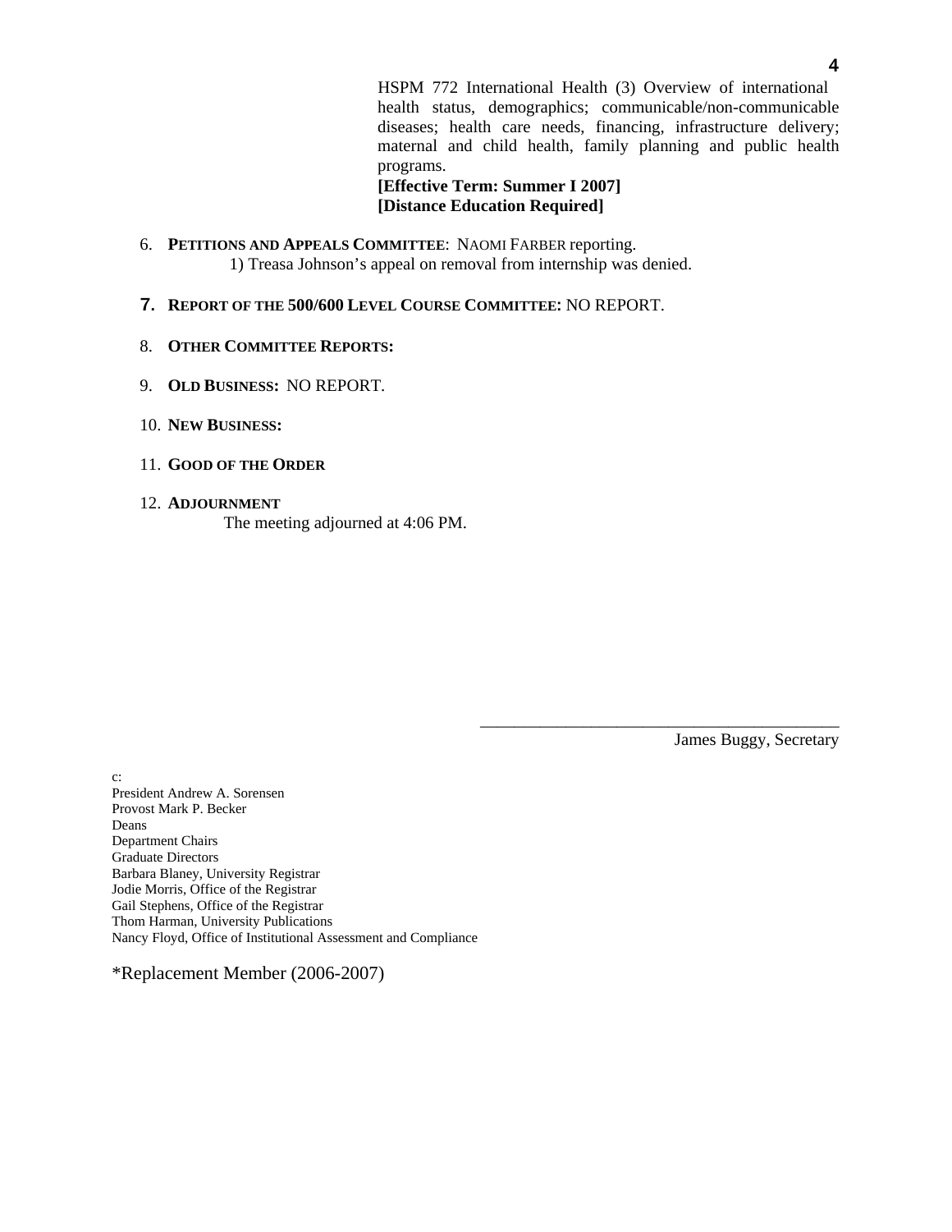HSPM 772 International Health (3) Overview of international health status, demographics; communicable/non-communicable diseases; health care needs, financing, infrastructure delivery; maternal and child health, family planning and public health programs.
**[Effective Term: Summer I 2007]**
**[Distance Education Required]**

6. **PETITIONS AND APPEALS COMMITTEE**: NAOMI FARBER reporting.
   1) Treasa Johnson's appeal on removal from internship was denied.

7. **REPORT OF THE 500/600 LEVEL COURSE COMMITTEE:** NO REPORT.

8. **OTHER COMMITTEE REPORTS:**

9. **OLD BUSINESS:** NO REPORT.

10. **NEW BUSINESS:**

11. **GOOD OF THE ORDER**

12. **ADJOURNMENT**
    The meeting adjourned at 4:06 PM.

\_\_\_\_\_\_\_\_\_\_\_\_\_\_\_\_\_\_\_\_\_\_\_\_\_\_\_\_\_\_\_\_\_\_\_\_\_\_\_\_\_\_
James Buggy, Secretary

c:
President Andrew A. Sorensen
Provost Mark P. Becker
Deans
Department Chairs
Graduate Directors
Barbara Blaney, University Registrar
Jodie Morris, Office of the Registrar
Gail Stephens, Office of the Registrar
Thom Harman, University Publications
Nancy Floyd, Office of Institutional Assessment and Compliance

*Replacement Member (2006-2007)